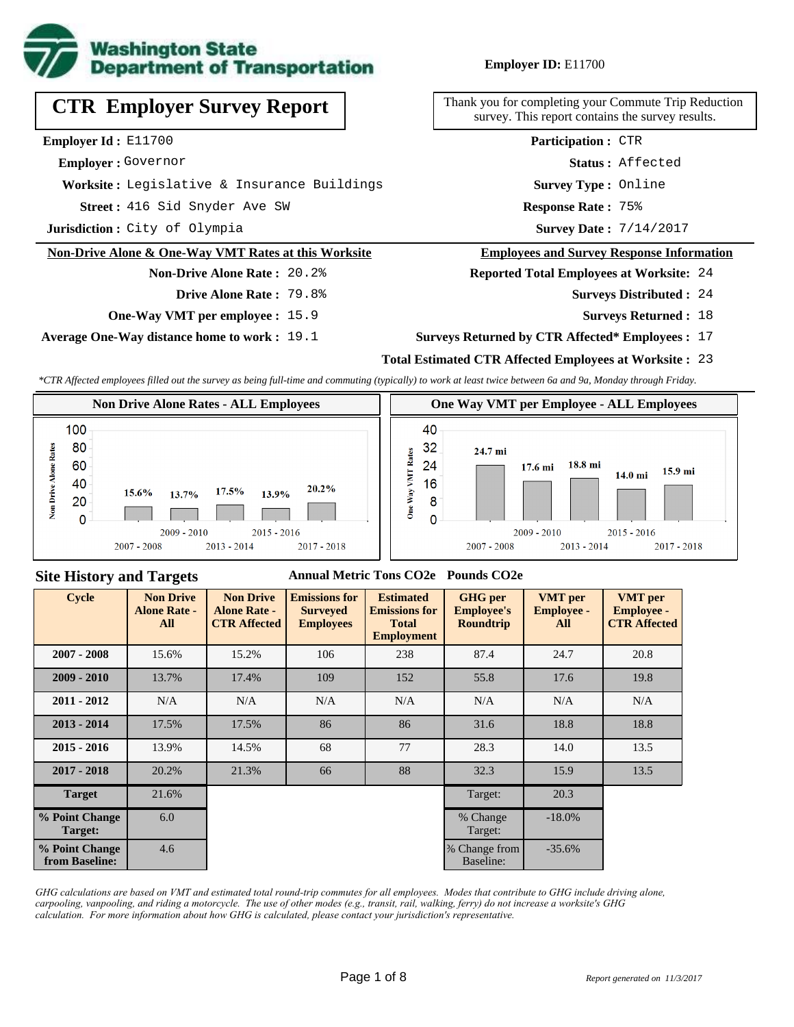**Employer ID:** E11700

# CTR Employer Survey Report

Thank you for completing your Commute Trip Reduction survey. This report contains the survey results.

**Employer Id :** E11700
**Employer :** Governor
**Worksite :** Legislative & Insurance Buildings
**Street :** 416 Sid Snyder Ave SW
**Jurisdiction :** City of Olympia

**Participation :** CTR
**Status :** Affected
**Survey Type :** Online
**Response Rate :** 75%
**Survey Date :** 7/14/2017

## Non-Drive Alone & One-Way VMT Rates at this Worksite

**Non-Drive Alone Rate :** 20.2%
**Drive Alone Rate :** 79.8%
**One-Way VMT per employee :** 15.9
**Average One-Way distance home to work :** 19.1

## Employees and Survey Response Information

**Reported Total Employees at Worksite:** 24
**Surveys Distributed :** 24
**Surveys Returned :** 18
**Surveys Returned by CTR Affected* Employees :** 17
**Total Estimated CTR Affected Employees at Worksite :** 23

*\*CTR Affected employees filled out the survey as being full-time and commuting (typically) to work at least twice between 6a and 9a, Monday through Friday.*

### Non Drive Alone Rates - ALL Employees

| Cycle | Non Drive Alone Rate |
|---|---|
| 2007 - 2008 | 15.6% |
| 2009 - 2010 | 13.7% |
| 2013 - 2014 | 17.5% |
| 2015 - 2016 | 13.9% |
| 2017 - 2018 | 20.2% |

### One Way VMT per Employee - ALL Employees

| Cycle | One Way VMT |
|---|---|
| 2007 - 2008 | 24.7 mi |
| 2009 - 2010 | 17.6 mi |
| 2013 - 2014 | 18.8 mi |
| 2015 - 2016 | 14.0 mi |
| 2017 - 2018 | 15.9 mi |

## Site History and Targets

Annual Metric Tons CO2e &nbsp;&nbsp; Pounds CO2e

| Cycle | Non Drive Alone Rate - All | Non Drive Alone Rate - CTR Affected | Emissions for Surveyed Employees | Estimated Emissions for Total Employment | GHG per Employee's Roundtrip | VMT per Employee - All | VMT per Employee - CTR Affected |
|---|---|---|---|---|---|---|---|
| 2007 - 2008 | 15.6% | 15.2% | 106 | 238 | 87.4 | 24.7 | 20.8 |
| 2009 - 2010 | 13.7% | 17.4% | 109 | 152 | 55.8 | 17.6 | 19.8 |
| 2011 - 2012 | N/A | N/A | N/A | N/A | N/A | N/A | N/A |
| 2013 - 2014 | 17.5% | 17.5% | 86 | 86 | 31.6 | 18.8 | 18.8 |
| 2015 - 2016 | 13.9% | 14.5% | 68 | 77 | 28.3 | 14.0 | 13.5 |
| 2017 - 2018 | 20.2% | 21.3% | 66 | 88 | 32.3 | 15.9 | 13.5 |
| Target | 21.6% | | | | Target: | 20.3 | |
| % Point Change Target: | 6.0 | | | | % Change Target: | -18.0% | |
| % Point Change from Baseline: | 4.6 | | | | % Change from Baseline: | -35.6% | |

*GHG calculations are based on VMT and estimated total round-trip commutes for all employees. Modes that contribute to GHG include driving alone, carpooling, vanpooling, and riding a motorcycle. The use of other modes (e.g., transit, rail, walking, ferry) do not increase a worksite's GHG calculation. For more information about how GHG is calculated, please contact your jurisdiction's representative.*

*Report generated on 11/3/2017*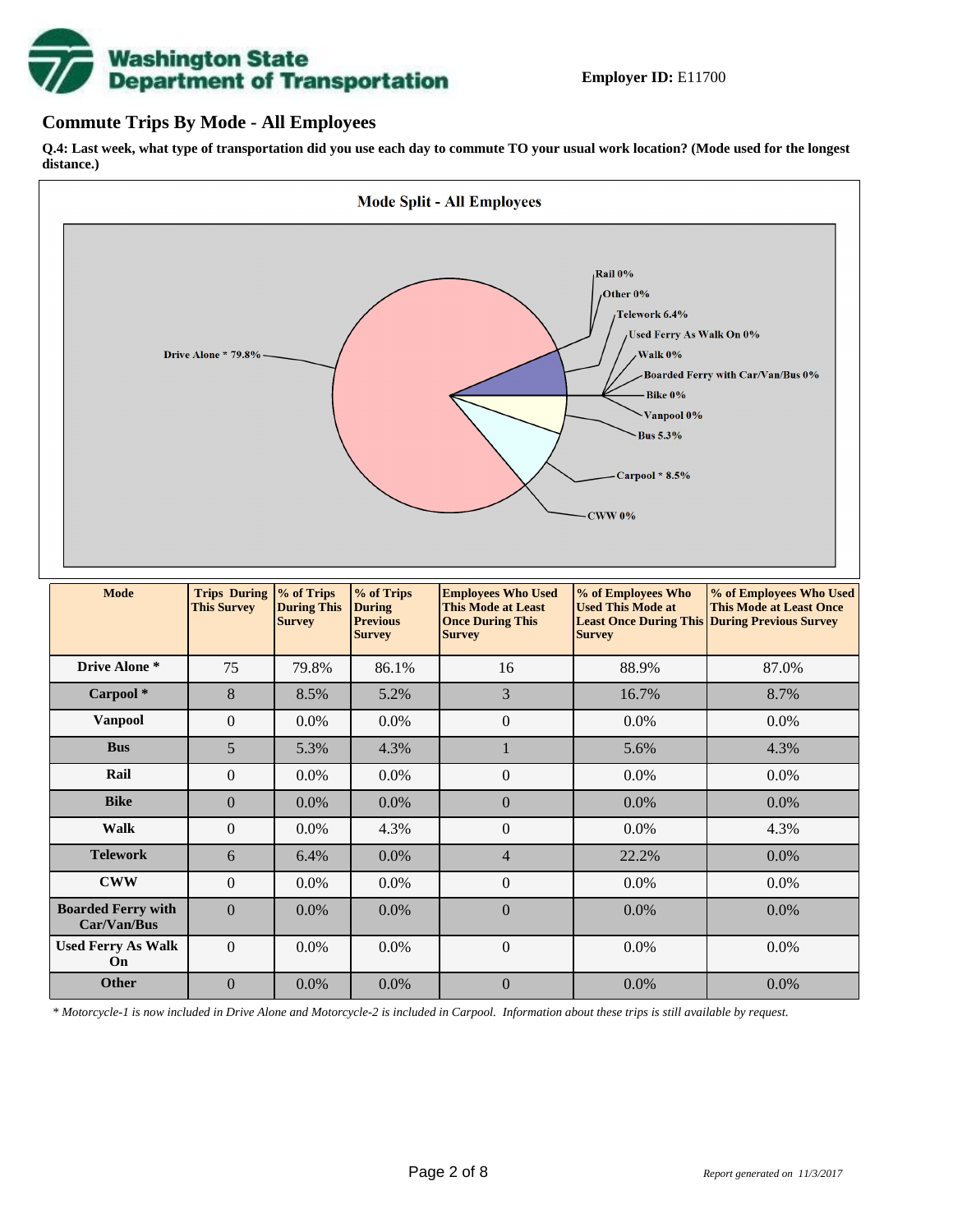**Employer ID:** E11700

## Commute Trips By Mode - All Employees

**Q.4: Last week, what type of transportation did you use each day to commute TO your usual work location? (Mode used for the longest distance.)**

**Mode Split - All Employees**

Drive Alone * 79.8%
Rail 0%
Other 0%
Telework 6.4%
Used Ferry As Walk On 0%
Walk 0%
Boarded Ferry with Car/Van/Bus 0%
Bike 0%
Vanpool 0%
Bus 5.3%
Carpool * 8.5%
CWW 0%

| Mode | Trips During This Survey | % of Trips During This Survey | % of Trips During Previous Survey | Employees Who Used This Mode at Least Once During This Survey | % of Employees Who Used This Mode at Least Once During This Survey | % of Employees Who Used This Mode at Least Once During Previous Survey |
|---|---|---|---|---|---|---|
| **Drive Alone *** | 75 | 79.8% | 86.1% | 16 | 88.9% | 87.0% |
| **Carpool *** | 8 | 8.5% | 5.2% | 3 | 16.7% | 8.7% |
| **Vanpool** | 0 | 0.0% | 0.0% | 0 | 0.0% | 0.0% |
| **Bus** | 5 | 5.3% | 4.3% | 1 | 5.6% | 4.3% |
| **Rail** | 0 | 0.0% | 0.0% | 0 | 0.0% | 0.0% |
| **Bike** | 0 | 0.0% | 0.0% | 0 | 0.0% | 0.0% |
| **Walk** | 0 | 0.0% | 4.3% | 0 | 0.0% | 4.3% |
| **Telework** | 6 | 6.4% | 0.0% | 4 | 22.2% | 0.0% |
| **CWW** | 0 | 0.0% | 0.0% | 0 | 0.0% | 0.0% |
| **Boarded Ferry with Car/Van/Bus** | 0 | 0.0% | 0.0% | 0 | 0.0% | 0.0% |
| **Used Ferry As Walk On** | 0 | 0.0% | 0.0% | 0 | 0.0% | 0.0% |
| **Other** | 0 | 0.0% | 0.0% | 0 | 0.0% | 0.0% |

*\* Motorcycle-1 is now included in Drive Alone and Motorcycle-2 is included in Carpool. Information about these trips is still available by request.*

*Report generated on 11/3/2017*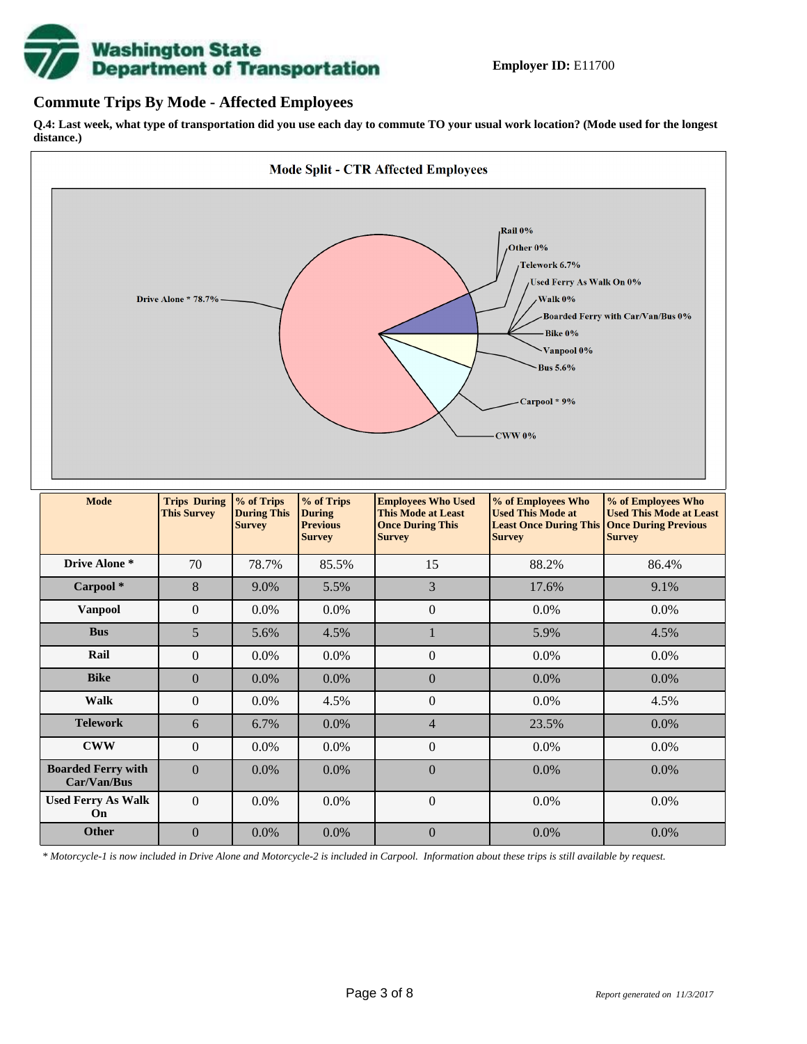**Employer ID:** E11700

## Commute Trips By Mode - Affected Employees

**Q.4: Last week, what type of transportation did you use each day to commute TO your usual work location? (Mode used for the longest distance.)**

**Mode Split - CTR Affected Employees**

Rail 0%
Other 0%
Telework 6.7%
Used Ferry As Walk On 0%
Walk 0%
Boarded Ferry with Car/Van/Bus 0%
Bike 0%
Vanpool 0%
Bus 5.6%
Carpool * 9%
CWW 0%
Drive Alone * 78.7%

| Mode | Trips During This Survey | % of Trips During This Survey | % of Trips During Previous Survey | Employees Who Used This Mode at Least Once During This Survey | % of Employees Who Used This Mode at Least Once During This Survey | % of Employees Who Used This Mode at Least Once During Previous Survey |
|---|---|---|---|---|---|---|
| **Drive Alone *** | 70 | 78.7% | 85.5% | 15 | 88.2% | 86.4% |
| **Carpool *** | 8 | 9.0% | 5.5% | 3 | 17.6% | 9.1% |
| **Vanpool** | 0 | 0.0% | 0.0% | 0 | 0.0% | 0.0% |
| **Bus** | 5 | 5.6% | 4.5% | 1 | 5.9% | 4.5% |
| **Rail** | 0 | 0.0% | 0.0% | 0 | 0.0% | 0.0% |
| **Bike** | 0 | 0.0% | 0.0% | 0 | 0.0% | 0.0% |
| **Walk** | 0 | 0.0% | 4.5% | 0 | 0.0% | 4.5% |
| **Telework** | 6 | 6.7% | 0.0% | 4 | 23.5% | 0.0% |
| **CWW** | 0 | 0.0% | 0.0% | 0 | 0.0% | 0.0% |
| **Boarded Ferry with Car/Van/Bus** | 0 | 0.0% | 0.0% | 0 | 0.0% | 0.0% |
| **Used Ferry As Walk On** | 0 | 0.0% | 0.0% | 0 | 0.0% | 0.0% |
| **Other** | 0 | 0.0% | 0.0% | 0 | 0.0% | 0.0% |

*\* Motorcycle-1 is now included in Drive Alone and Motorcycle-2 is included in Carpool. Information about these trips is still available by request.*

*Report generated on 11/3/2017*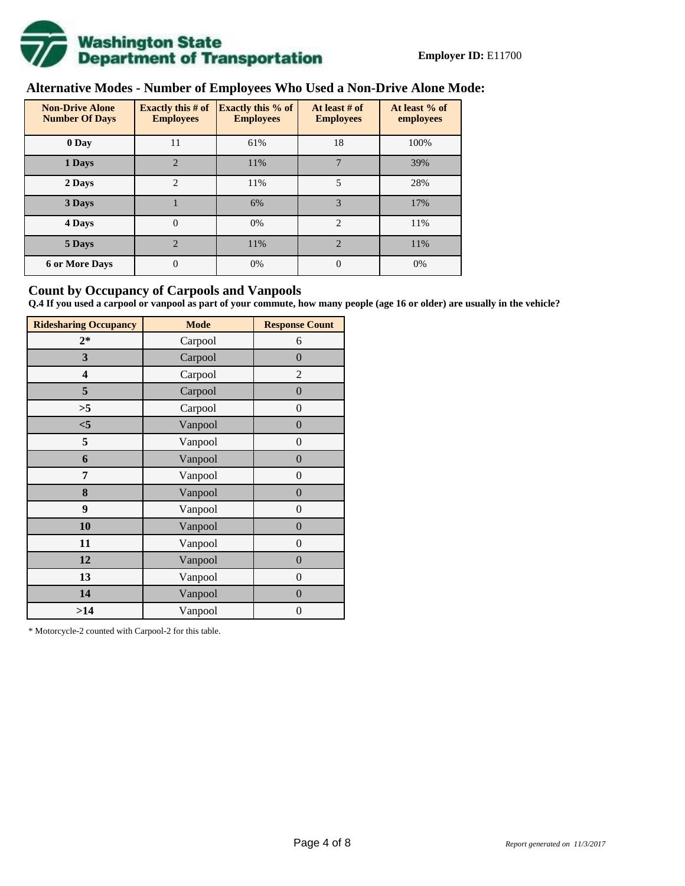**Employer ID:** E11700

## Alternative Modes - Number of Employees Who Used a Non-Drive Alone Mode:

| Non-Drive Alone Number Of Days | Exactly this # of Employees | Exactly this % of Employees | At least # of Employees | At least % of employees |
|---|---|---|---|---|
| **0 Day** | 11 | 61% | 18 | 100% |
| **1 Days** | 2 | 11% | 7 | 39% |
| **2 Days** | 2 | 11% | 5 | 28% |
| **3 Days** | 1 | 6% | 3 | 17% |
| **4 Days** | 0 | 0% | 2 | 11% |
| **5 Days** | 2 | 11% | 2 | 11% |
| **6 or More Days** | 0 | 0% | 0 | 0% |

## Count by Occupancy of Carpools and Vanpools

**Q.4 If you used a carpool or vanpool as part of your commute, how many people (age 16 or older) are usually in the vehicle?**

| Ridesharing Occupancy | Mode | Response Count |
|---|---|---|
| **2*** | Carpool | 6 |
| **3** | Carpool | 0 |
| **4** | Carpool | 2 |
| **5** | Carpool | 0 |
| **>5** | Carpool | 0 |
| **<5** | Vanpool | 0 |
| **5** | Vanpool | 0 |
| **6** | Vanpool | 0 |
| **7** | Vanpool | 0 |
| **8** | Vanpool | 0 |
| **9** | Vanpool | 0 |
| **10** | Vanpool | 0 |
| **11** | Vanpool | 0 |
| **12** | Vanpool | 0 |
| **13** | Vanpool | 0 |
| **14** | Vanpool | 0 |
| **>14** | Vanpool | 0 |

* Motorcycle-2 counted with Carpool-2 for this table.

*Report generated on 11/3/2017*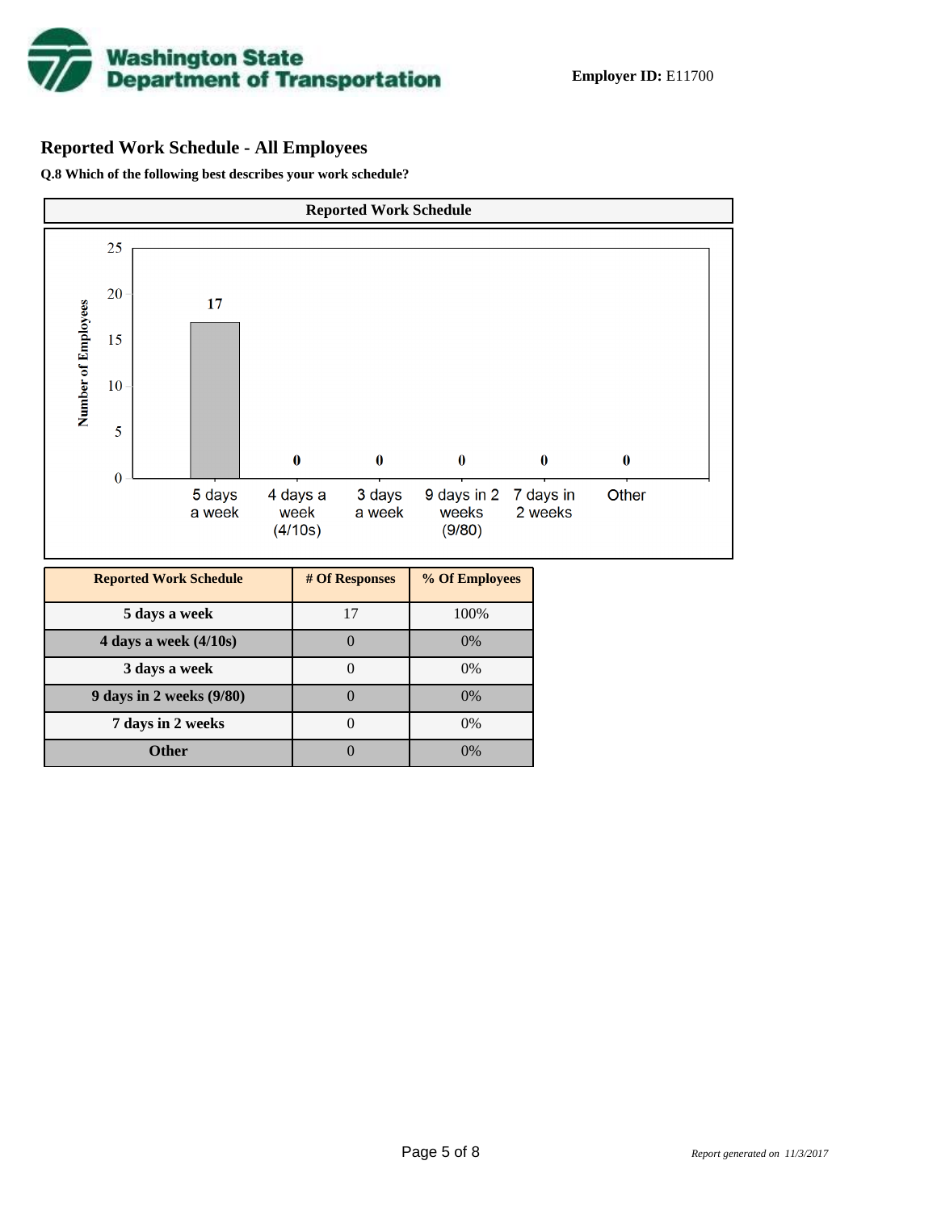**Employer ID:** E11700

## Reported Work Schedule - All Employees

**Q.8 Which of the following best describes your work schedule?**

**Reported Work Schedule**

| Reported Work Schedule | # Of Responses | % Of Employees |
|---|---|---|
| 5 days a week | 17 | 100% |
| 4 days a week (4/10s) | 0 | 0% |
| 3 days a week | 0 | 0% |
| 9 days in 2 weeks (9/80) | 0 | 0% |
| 7 days in 2 weeks | 0 | 0% |
| Other | 0 | 0% |

*Report generated on 11/3/2017*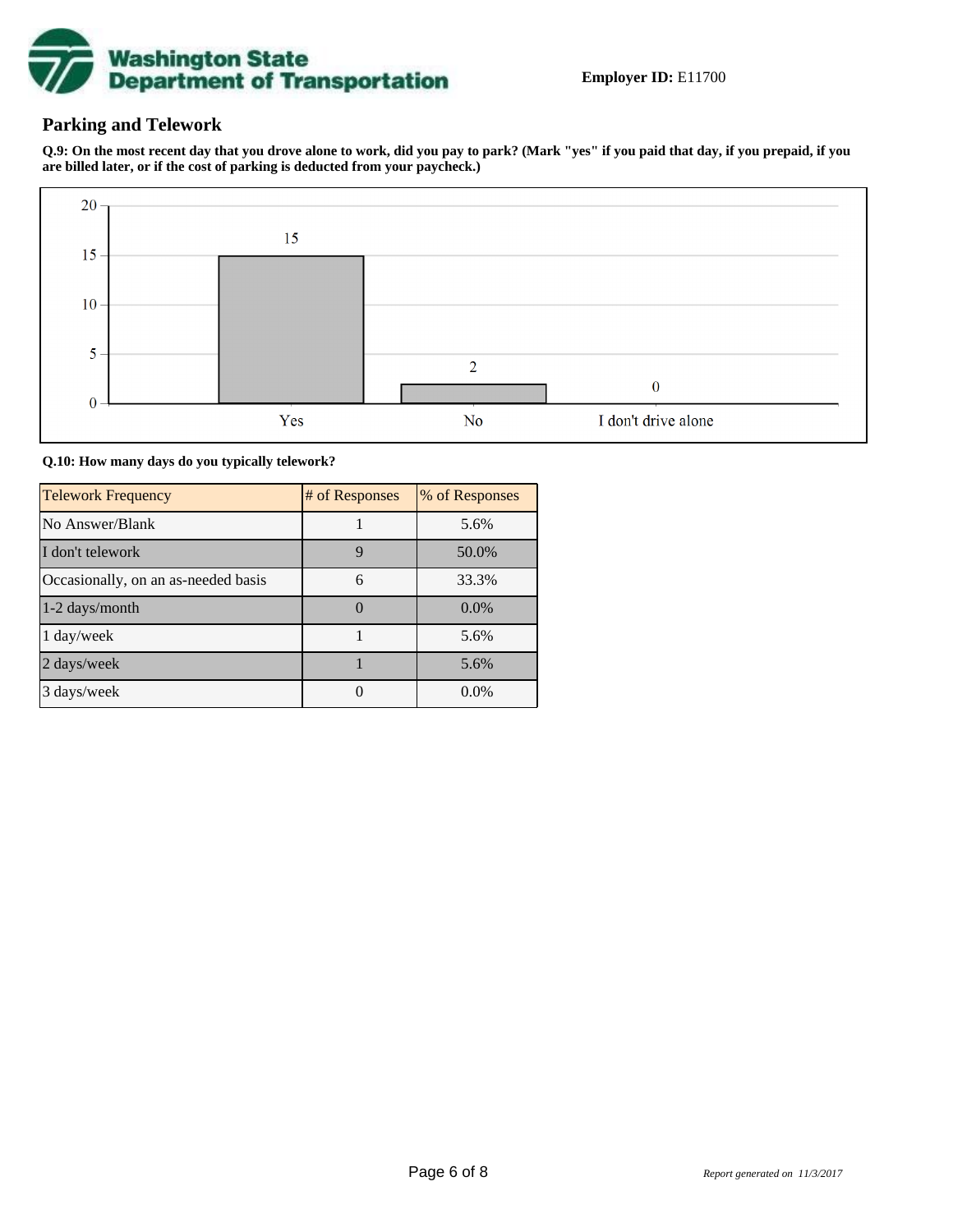**Employer ID:** E11700

## Parking and Telework

**Q.9: On the most recent day that you drove alone to work, did you pay to park? (Mark "yes" if you paid that day, if you prepaid, if you are billed later, or if the cost of parking is deducted from your paycheck.)**

| Response | Count |
|---|---|
| Yes | 15 |
| No | 2 |
| I don't drive alone | 0 |

**Q.10: How many days do you typically telework?**

| Telework Frequency | # of Responses | % of Responses |
|---|---|---|
| No Answer/Blank | 1 | 5.6% |
| I don't telework | 9 | 50.0% |
| Occasionally, on an as-needed basis | 6 | 33.3% |
| 1-2 days/month | 0 | 0.0% |
| 1 day/week | 1 | 5.6% |
| 2 days/week | 1 | 5.6% |
| 3 days/week | 0 | 0.0% |

*Report generated on 11/3/2017*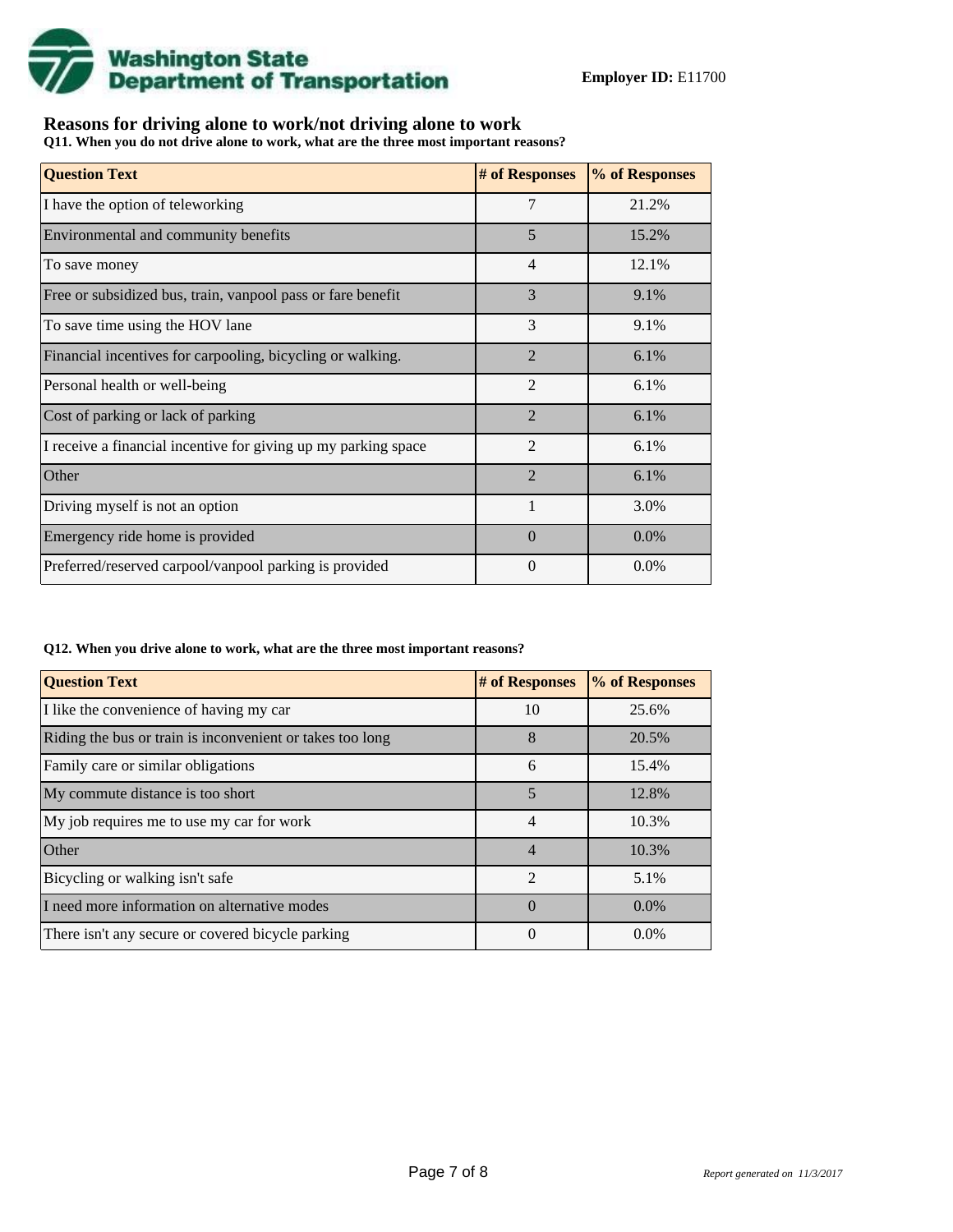**Washington State Department of Transportation**

**Employer ID:** E11700

## Reasons for driving alone to work/not driving alone to work

**Q11. When you do not drive alone to work, what are the three most important reasons?**

| Question Text | # of Responses | % of Responses |
|---|---|---|
| I have the option of teleworking | 7 | 21.2% |
| Environmental and community benefits | 5 | 15.2% |
| To save money | 4 | 12.1% |
| Free or subsidized bus, train, vanpool pass or fare benefit | 3 | 9.1% |
| To save time using the HOV lane | 3 | 9.1% |
| Financial incentives for carpooling, bicycling or walking. | 2 | 6.1% |
| Personal health or well-being | 2 | 6.1% |
| Cost of parking or lack of parking | 2 | 6.1% |
| I receive a financial incentive for giving up my parking space | 2 | 6.1% |
| Other | 2 | 6.1% |
| Driving myself is not an option | 1 | 3.0% |
| Emergency ride home is provided | 0 | 0.0% |
| Preferred/reserved carpool/vanpool parking is provided | 0 | 0.0% |

**Q12. When you drive alone to work, what are the three most important reasons?**

| Question Text | # of Responses | % of Responses |
|---|---|---|
| I like the convenience of having my car | 10 | 25.6% |
| Riding the bus or train is inconvenient or takes too long | 8 | 20.5% |
| Family care or similar obligations | 6 | 15.4% |
| My commute distance is too short | 5 | 12.8% |
| My job requires me to use my car for work | 4 | 10.3% |
| Other | 4 | 10.3% |
| Bicycling or walking isn't safe | 2 | 5.1% |
| I need more information on alternative modes | 0 | 0.0% |
| There isn't any secure or covered bicycle parking | 0 | 0.0% |

*Report generated on 11/3/2017*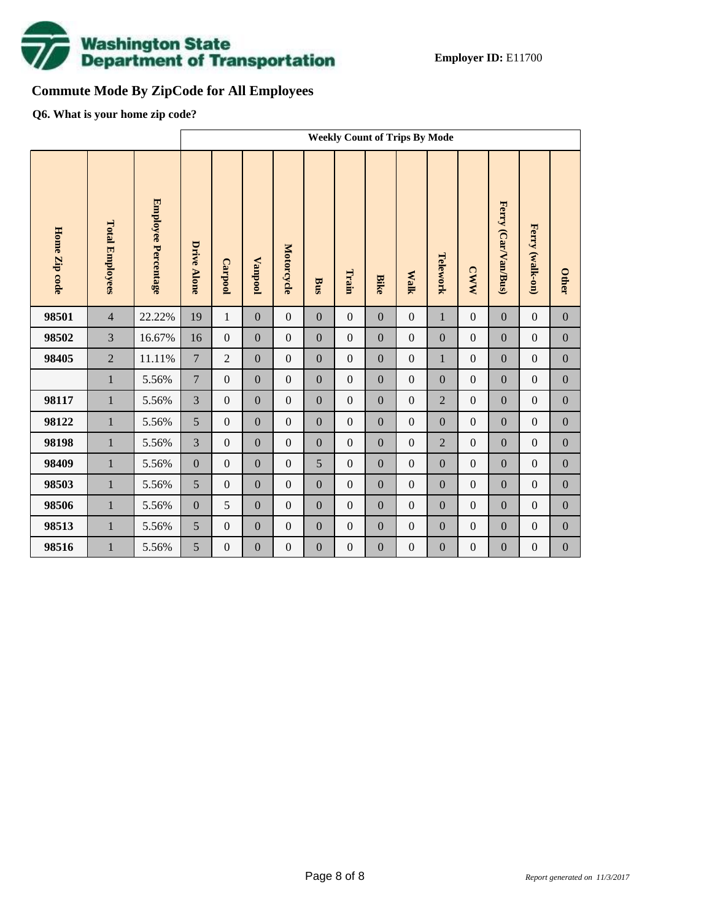**Employer ID:** E11700

## Commute Mode By ZipCode for All Employees

**Q6. What is your home zip code?**

| | | | Weekly Count of Trips By Mode | | | | | | | | | | | | |
|---|---|---|---|---|---|---|---|---|---|---|---|---|---|---|---|
| **Home Zip code** | **Total Employees** | **Employee Percentage** | **Drive Alone** | **Carpool** | **Vanpool** | **Motorcycle** | **Bus** | **Train** | **Bike** | **Walk** | **Telework** | **CWW** | **Ferry (Car/Van/Bus)** | **Ferry (walk-on)** | **Other** |
| **98501** | 4 | 22.22% | 19 | 1 | 0 | 0 | 0 | 0 | 0 | 0 | 1 | 0 | 0 | 0 | 0 |
| **98502** | 3 | 16.67% | 16 | 0 | 0 | 0 | 0 | 0 | 0 | 0 | 0 | 0 | 0 | 0 | 0 |
| **98405** | 2 | 11.11% | 7 | 2 | 0 | 0 | 0 | 0 | 0 | 0 | 1 | 0 | 0 | 0 | 0 |
| | 1 | 5.56% | 7 | 0 | 0 | 0 | 0 | 0 | 0 | 0 | 0 | 0 | 0 | 0 | 0 |
| **98117** | 1 | 5.56% | 3 | 0 | 0 | 0 | 0 | 0 | 0 | 0 | 2 | 0 | 0 | 0 | 0 |
| **98122** | 1 | 5.56% | 5 | 0 | 0 | 0 | 0 | 0 | 0 | 0 | 0 | 0 | 0 | 0 | 0 |
| **98198** | 1 | 5.56% | 3 | 0 | 0 | 0 | 0 | 0 | 0 | 0 | 2 | 0 | 0 | 0 | 0 |
| **98409** | 1 | 5.56% | 0 | 0 | 0 | 0 | 5 | 0 | 0 | 0 | 0 | 0 | 0 | 0 | 0 |
| **98503** | 1 | 5.56% | 5 | 0 | 0 | 0 | 0 | 0 | 0 | 0 | 0 | 0 | 0 | 0 | 0 |
| **98506** | 1 | 5.56% | 0 | 5 | 0 | 0 | 0 | 0 | 0 | 0 | 0 | 0 | 0 | 0 | 0 |
| **98513** | 1 | 5.56% | 5 | 0 | 0 | 0 | 0 | 0 | 0 | 0 | 0 | 0 | 0 | 0 | 0 |
| **98516** | 1 | 5.56% | 5 | 0 | 0 | 0 | 0 | 0 | 0 | 0 | 0 | 0 | 0 | 0 | 0 |

*Report generated on 11/3/2017*